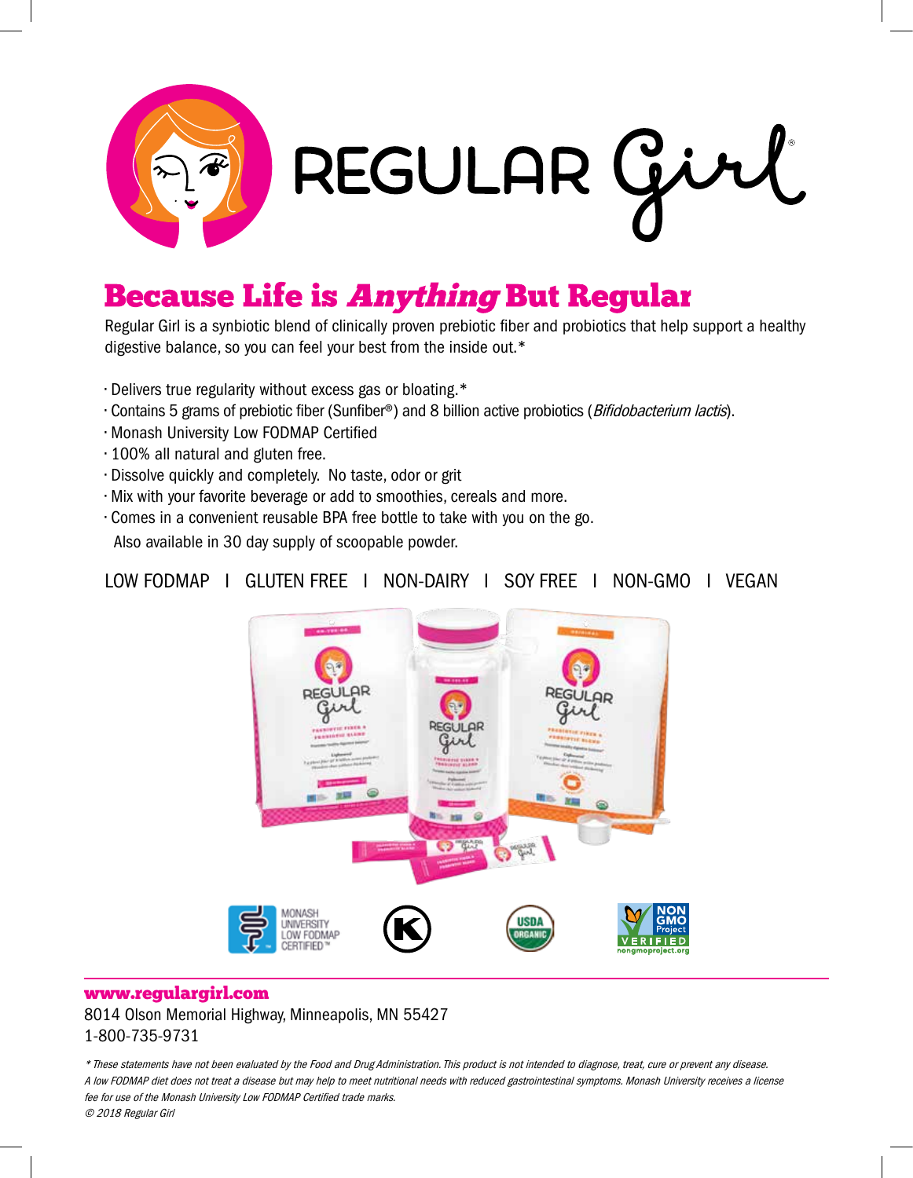# REGULAR Girl®

## Because Life is *Anything* But Regular

Regular Girl is a synbiotic blend of clinically proven prebiotic fiber and probiotics that help support a healthy digestive balance, so you can feel your best from the inside out.*

- Delivers true regularity without excess gas or bloating.*
- Contains 5 grams of prebiotic fiber (Sunfiber®) and 8 billion active probiotics (*Bifidobacterium lactis*).
- Monash University Low FODMAP Certified
- 100% all natural and gluten free.
- Dissolve quickly and completely. No taste, odor or grit
- Mix with your favorite beverage or add to smoothies, cereals and more.
- Comes in a convenient reusable BPA free bottle to take with you on the go.
  Also available in 30 day supply of scoopable powder.

LOW FODMAP | GLUTEN FREE | NON-DAIRY | SOY FREE | NON-GMO | VEGAN

MONASH UNIVERSITY LOW FODMAP CERTIFIED™ | USDA ORGANIC | NON GMO Project VERIFIED nongmoproject.org

**www.regulargirl.com**
8014 Olson Memorial Highway, Minneapolis, MN 55427
1-800-735-9731

*\* These statements have not been evaluated by the Food and Drug Administration. This product is not intended to diagnose, treat, cure or prevent any disease. A low FODMAP diet does not treat a disease but may help to meet nutritional needs with reduced gastrointestinal symptoms. Monash University receives a license fee for use of the Monash University Low FODMAP Certified trade marks.*
*© 2018 Regular Girl*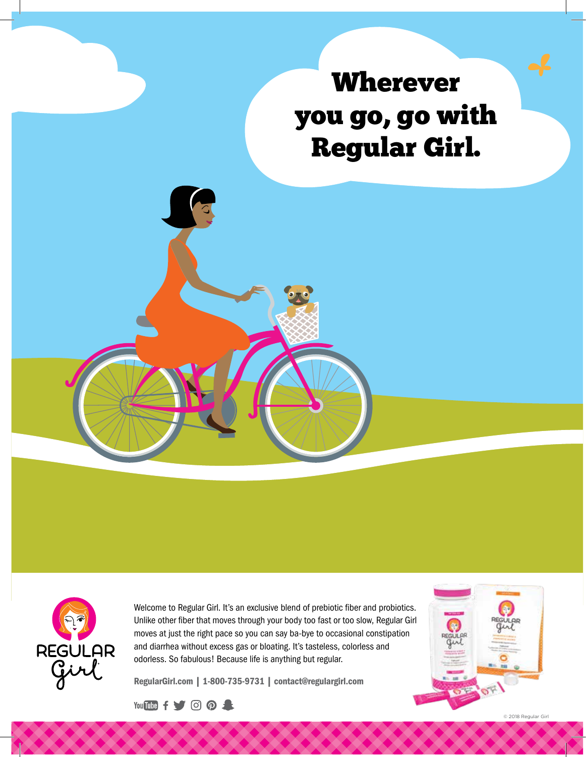# Wherever you go, go with Regular Girl.

Welcome to Regular Girl. It's an exclusive blend of prebiotic fiber and probiotics. Unlike other fiber that moves through your body too fast or too slow, Regular Girl moves at just the right pace so you can say ba-bye to occasional constipation and diarrhea without excess gas or bloating. It's tasteless, colorless and odorless. So fabulous! Because life is anything but regular.

**RegularGirl.com | 1-800-735-9731 | contact@regulargirl.com**

© 2018 Regular Girl